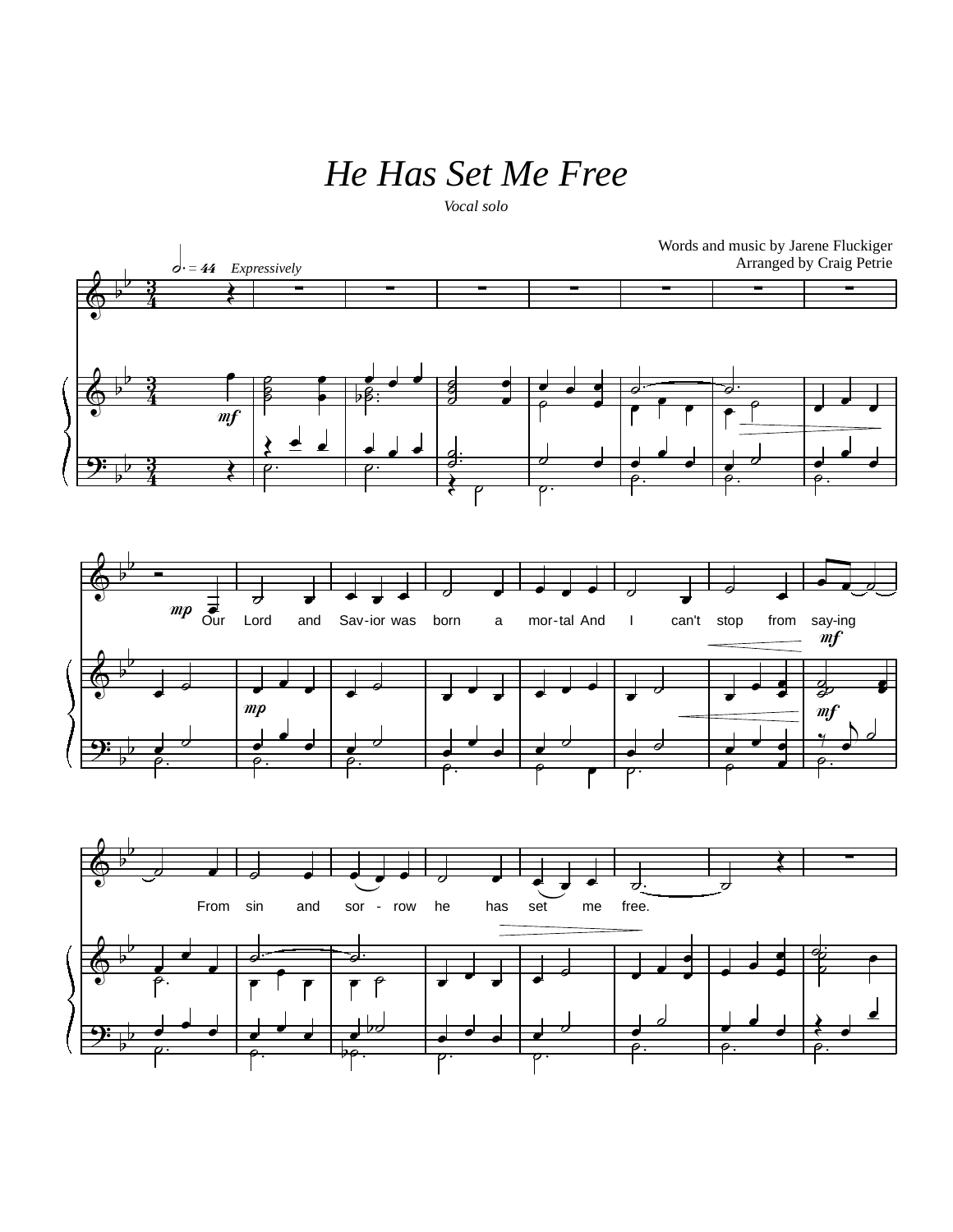# *He Has Set Me Free*

*Vocal solo*

Words and music by Jarene Fluckiger
Arranged by Craig Petrie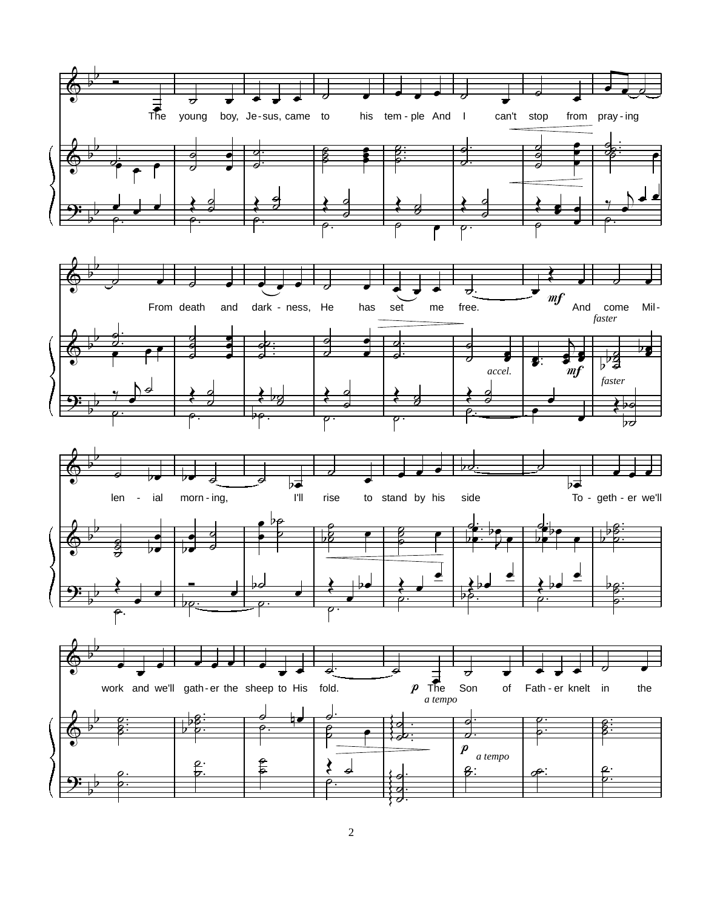The young boy, Je-sus, came to his tem-ple And I can't stop from pray-ing

From death and dark-ness, He has set me free. *mf* And come Mil-

*faster*

*accel.* *mf* *faster*

len - ial morn-ing, I'll rise to stand by his side To - geth-er we'll

work and we'll gath-er the sheep to His fold. *p* The Son of Fath-er knelt in the

*a tempo*

*p* *a tempo*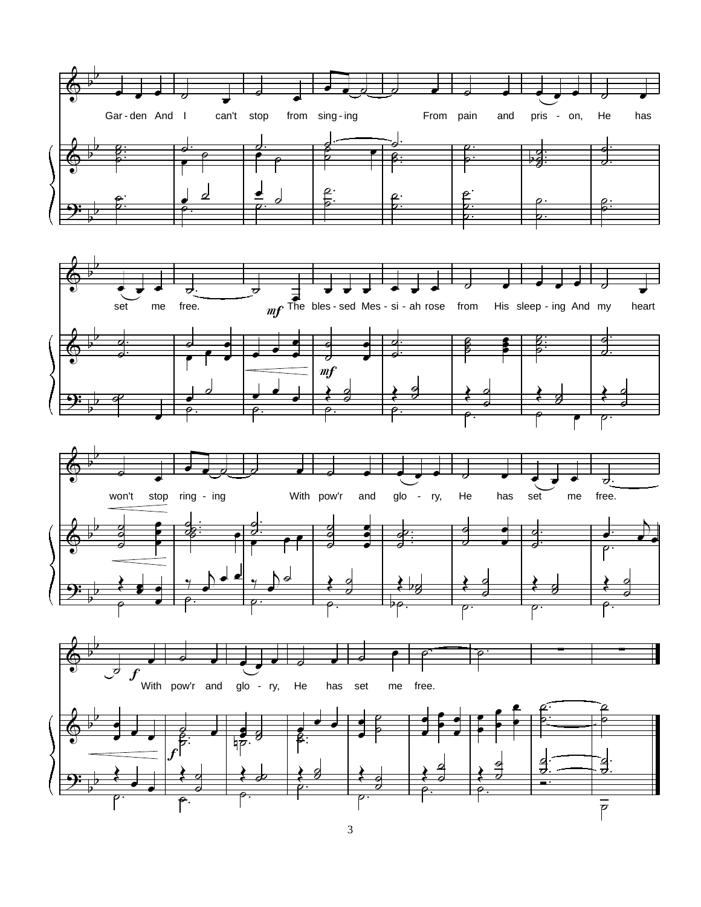Gar - den And I can't stop from sing - ing From pain and pris - on, He has

set me free. *mf* The bles - sed Mes - si - ah rose from His sleep - ing And my heart

won't stop ring - ing With pow'r and glo - ry, He has set me free.

*f* With pow'r and glo - ry, He has set me free.